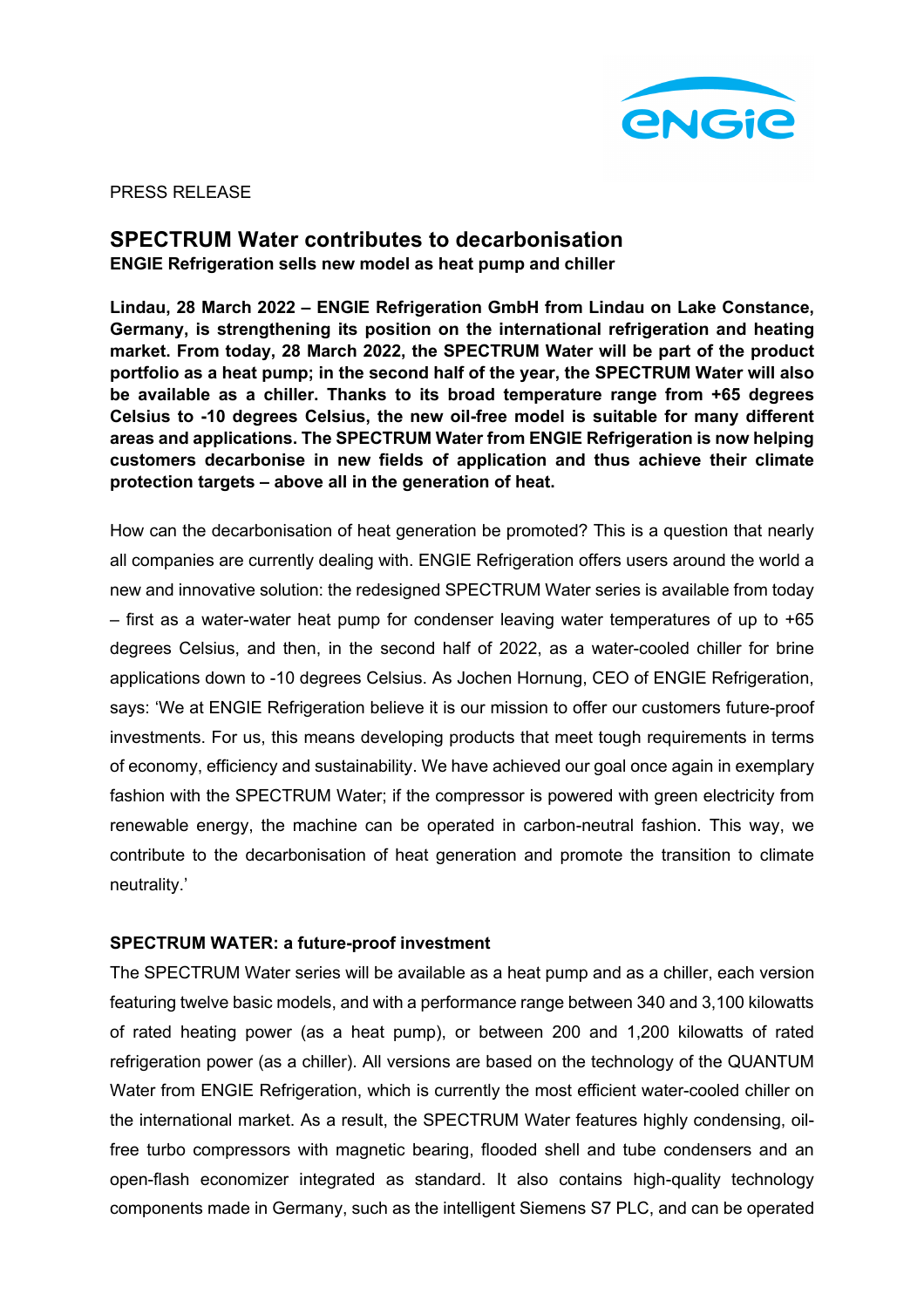PRESS RELEASE

# SPECTRUM Water contributes to decarbonisation

**ENGIE Refrigeration sells new model as heat pump and chiller**

**Lindau, 28 March 2022 – ENGIE Refrigeration GmbH from Lindau on Lake Constance, Germany, is strengthening its position on the international refrigeration and heating market. From today, 28 March 2022, the SPECTRUM Water will be part of the product portfolio as a heat pump; in the second half of the year, the SPECTRUM Water will also be available as a chiller. Thanks to its broad temperature range from +65 degrees Celsius to -10 degrees Celsius, the new oil-free model is suitable for many different areas and applications. The SPECTRUM Water from ENGIE Refrigeration is now helping customers decarbonise in new fields of application and thus achieve their climate protection targets – above all in the generation of heat.**

How can the decarbonisation of heat generation be promoted? This is a question that nearly all companies are currently dealing with. ENGIE Refrigeration offers users around the world a new and innovative solution: the redesigned SPECTRUM Water series is available from today – first as a water-water heat pump for condenser leaving water temperatures of up to +65 degrees Celsius, and then, in the second half of 2022, as a water-cooled chiller for brine applications down to -10 degrees Celsius. As Jochen Hornung, CEO of ENGIE Refrigeration, says: 'We at ENGIE Refrigeration believe it is our mission to offer our customers future-proof investments. For us, this means developing products that meet tough requirements in terms of economy, efficiency and sustainability. We have achieved our goal once again in exemplary fashion with the SPECTRUM Water; if the compressor is powered with green electricity from renewable energy, the machine can be operated in carbon-neutral fashion. This way, we contribute to the decarbonisation of heat generation and promote the transition to climate neutrality.'

## SPECTRUM WATER: a future-proof investment

The SPECTRUM Water series will be available as a heat pump and as a chiller, each version featuring twelve basic models, and with a performance range between 340 and 3,100 kilowatts of rated heating power (as a heat pump), or between 200 and 1,200 kilowatts of rated refrigeration power (as a chiller). All versions are based on the technology of the QUANTUM Water from ENGIE Refrigeration, which is currently the most efficient water-cooled chiller on the international market. As a result, the SPECTRUM Water features highly condensing, oil-free turbo compressors with magnetic bearing, flooded shell and tube condensers and an open-flash economizer integrated as standard. It also contains high-quality technology components made in Germany, such as the intelligent Siemens S7 PLC, and can be operated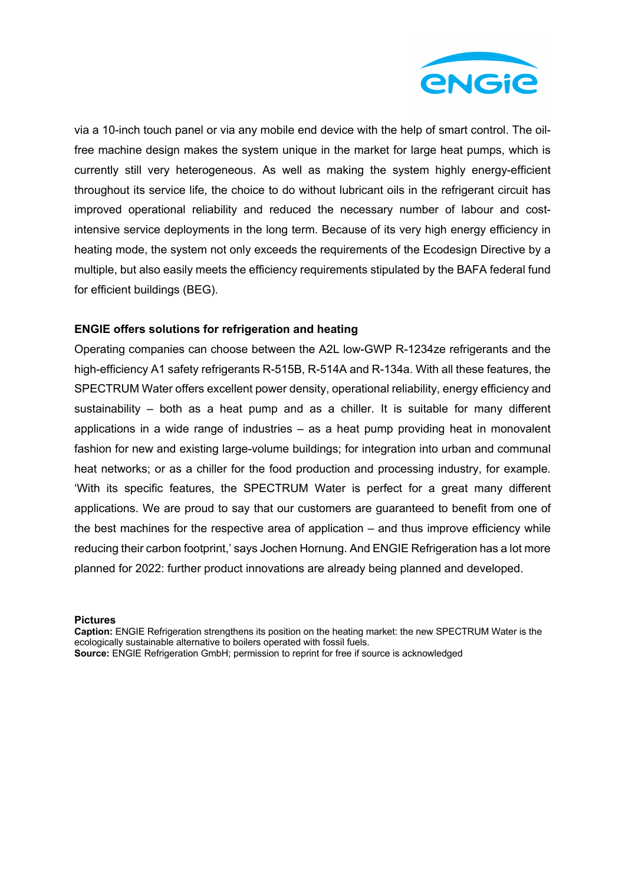via a 10-inch touch panel or via any mobile end device with the help of smart control. The oil-free machine design makes the system unique in the market for large heat pumps, which is currently still very heterogeneous. As well as making the system highly energy-efficient throughout its service life, the choice to do without lubricant oils in the refrigerant circuit has improved operational reliability and reduced the necessary number of labour and cost-intensive service deployments in the long term. Because of its very high energy efficiency in heating mode, the system not only exceeds the requirements of the Ecodesign Directive by a multiple, but also easily meets the efficiency requirements stipulated by the BAFA federal fund for efficient buildings (BEG).

**ENGIE offers solutions for refrigeration and heating**

Operating companies can choose between the A2L low-GWP R-1234ze refrigerants and the high-efficiency A1 safety refrigerants R-515B, R-514A and R-134a. With all these features, the SPECTRUM Water offers excellent power density, operational reliability, energy efficiency and sustainability – both as a heat pump and as a chiller. It is suitable for many different applications in a wide range of industries – as a heat pump providing heat in monovalent fashion for new and existing large-volume buildings; for integration into urban and communal heat networks; or as a chiller for the food production and processing industry, for example. 'With its specific features, the SPECTRUM Water is perfect for a great many different applications. We are proud to say that our customers are guaranteed to benefit from one of the best machines for the respective area of application – and thus improve efficiency while reducing their carbon footprint,' says Jochen Hornung. And ENGIE Refrigeration has a lot more planned for 2022: further product innovations are already being planned and developed.

**Pictures**

**Caption:** ENGIE Refrigeration strengthens its position on the heating market: the new SPECTRUM Water is the ecologically sustainable alternative to boilers operated with fossil fuels.

**Source:** ENGIE Refrigeration GmbH; permission to reprint for free if source is acknowledged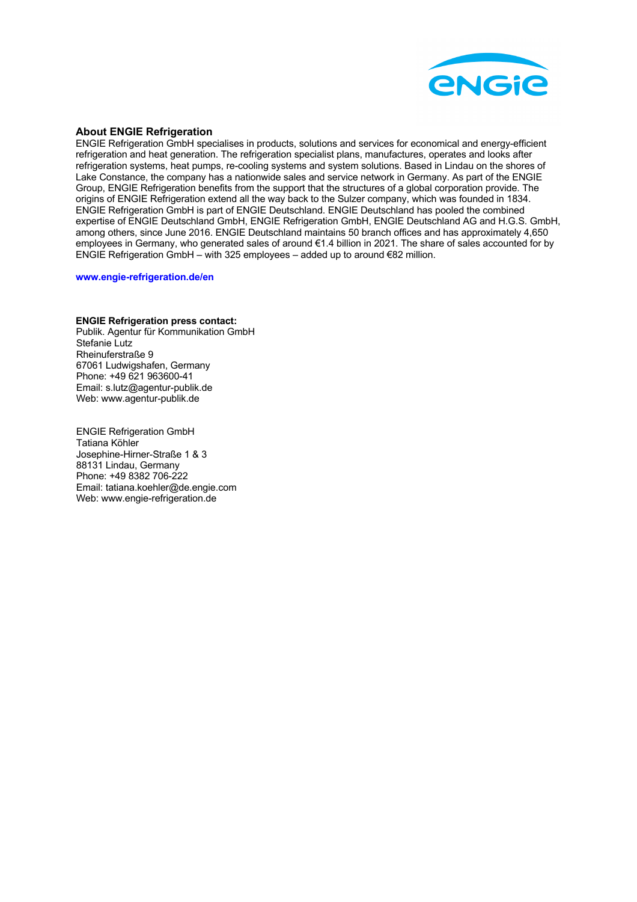## About ENGIE Refrigeration

ENGIE Refrigeration GmbH specialises in products, solutions and services for economical and energy-efficient refrigeration and heat generation. The refrigeration specialist plans, manufactures, operates and looks after refrigeration systems, heat pumps, re-cooling systems and system solutions. Based in Lindau on the shores of Lake Constance, the company has a nationwide sales and service network in Germany. As part of the ENGIE Group, ENGIE Refrigeration benefits from the support that the structures of a global corporation provide. The origins of ENGIE Refrigeration extend all the way back to the Sulzer company, which was founded in 1834. ENGIE Refrigeration GmbH is part of ENGIE Deutschland. ENGIE Deutschland has pooled the combined expertise of ENGIE Deutschland GmbH, ENGIE Refrigeration GmbH, ENGIE Deutschland AG and H.G.S. GmbH, among others, since June 2016. ENGIE Deutschland maintains 50 branch offices and has approximately 4,650 employees in Germany, who generated sales of around €1.4 billion in 2021. The share of sales accounted for by ENGIE Refrigeration GmbH – with 325 employees – added up to around €82 million.

**www.engie-refrigeration.de/en**

**ENGIE Refrigeration press contact:**
Publik. Agentur für Kommunikation GmbH
Stefanie Lutz
Rheinuferstraße 9
67061 Ludwigshafen, Germany
Phone: +49 621 963600-41
Email: s.lutz@agentur-publik.de
Web: www.agentur-publik.de

ENGIE Refrigeration GmbH
Tatiana Köhler
Josephine-Hirner-Straße 1 & 3
88131 Lindau, Germany
Phone: +49 8382 706-222
Email: tatiana.koehler@de.engie.com
Web: www.engie-refrigeration.de